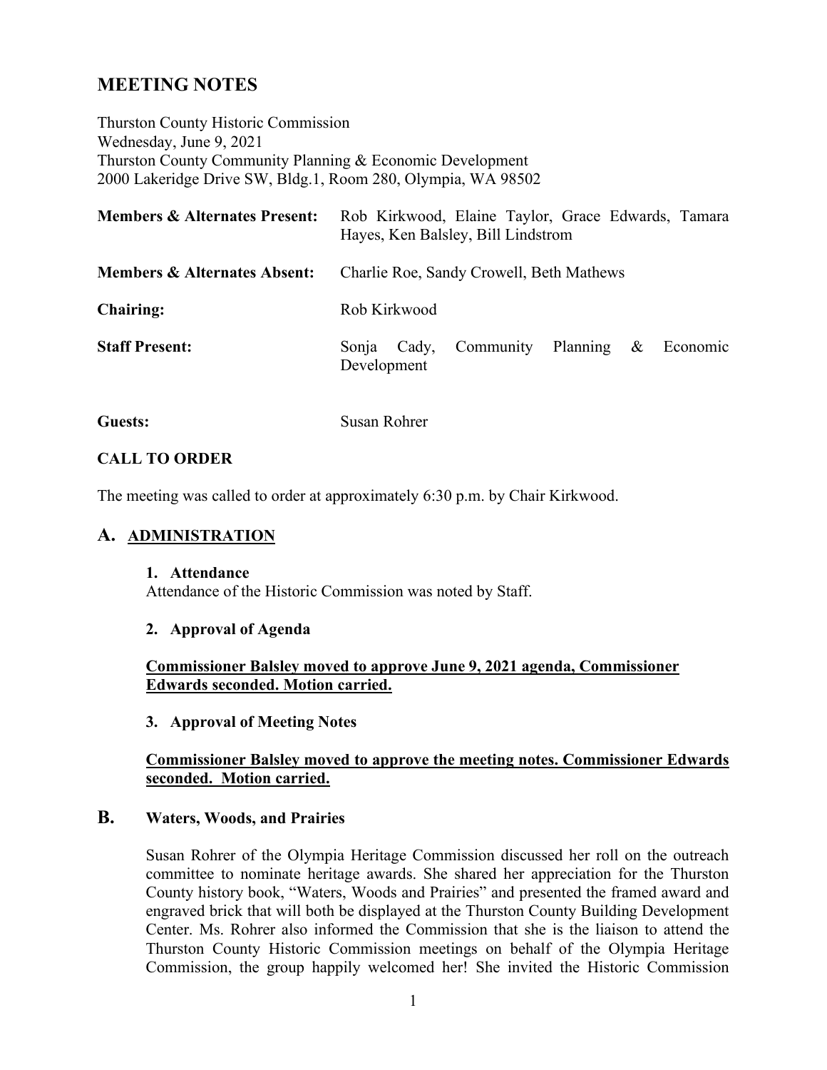# MEETING NOTES

Thurston County Historic Commission
Wednesday, June 9, 2021
Thurston County Community Planning & Economic Development
2000 Lakeridge Drive SW, Bldg.1, Room 280, Olympia, WA 98502

**Members & Alternates Present:** Rob Kirkwood, Elaine Taylor, Grace Edwards, Tamara Hayes, Ken Balsley, Bill Lindstrom

**Members & Alternates Absent:** Charlie Roe, Sandy Crowell, Beth Mathews

**Chairing:** Rob Kirkwood

**Staff Present:** Sonja Cady, Community Planning & Economic Development

**Guests:** Susan Rohrer

## CALL TO ORDER

The meeting was called to order at approximately 6:30 p.m. by Chair Kirkwood.

## A. ADMINISTRATION

### 1. Attendance

Attendance of the Historic Commission was noted by Staff.

### 2. Approval of Agenda

**Commissioner Balsley moved to approve June 9, 2021 agenda, Commissioner Edwards seconded. Motion carried.**

### 3. Approval of Meeting Notes

**Commissioner Balsley moved to approve the meeting notes. Commissioner Edwards seconded. Motion carried.**

## B. Waters, Woods, and Prairies

Susan Rohrer of the Olympia Heritage Commission discussed her roll on the outreach committee to nominate heritage awards. She shared her appreciation for the Thurston County history book, "Waters, Woods and Prairies" and presented the framed award and engraved brick that will both be displayed at the Thurston County Building Development Center. Ms. Rohrer also informed the Commission that she is the liaison to attend the Thurston County Historic Commission meetings on behalf of the Olympia Heritage Commission, the group happily welcomed her! She invited the Historic Commission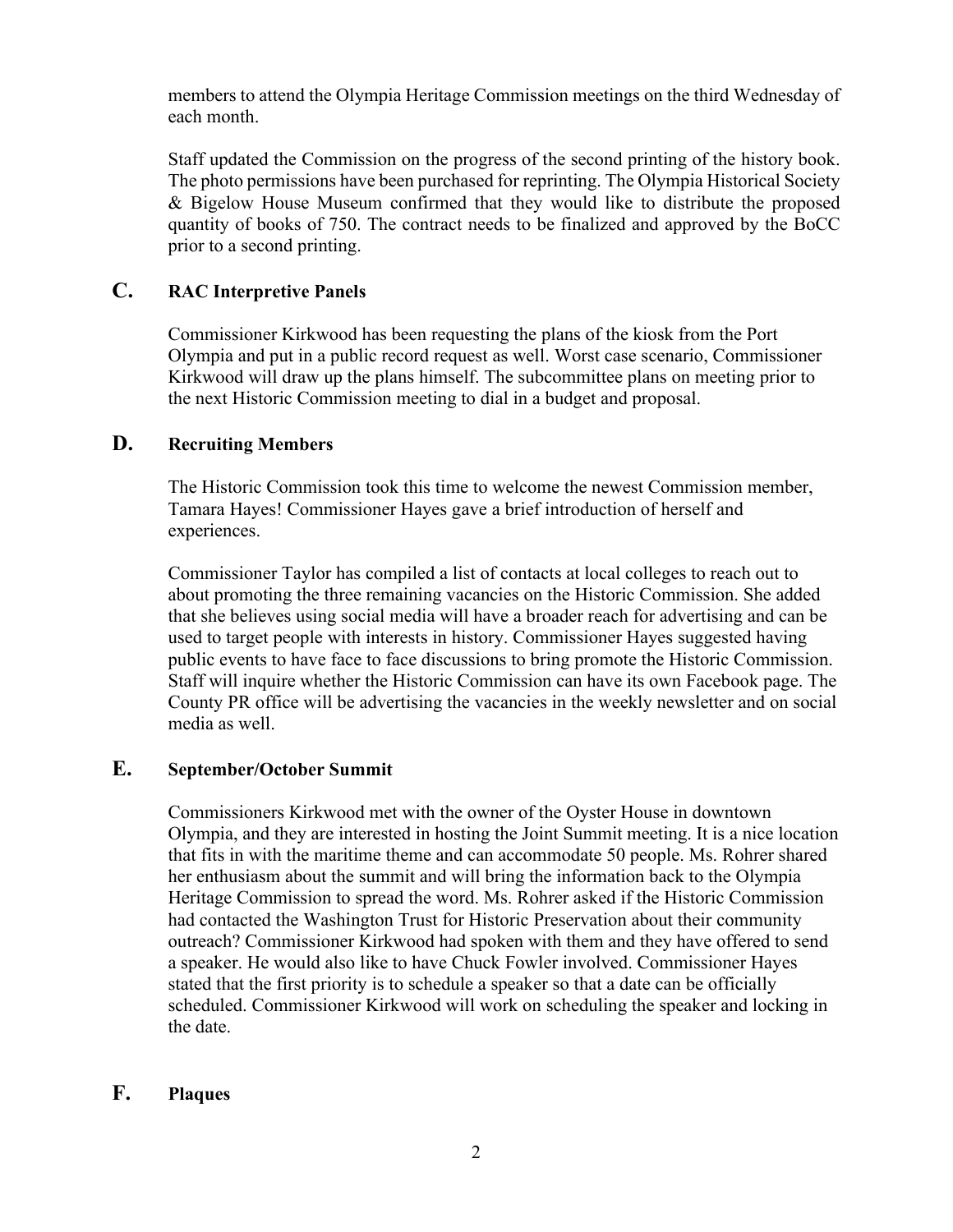members to attend the Olympia Heritage Commission meetings on the third Wednesday of each month.

Staff updated the Commission on the progress of the second printing of the history book. The photo permissions have been purchased for reprinting. The Olympia Historical Society & Bigelow House Museum confirmed that they would like to distribute the proposed quantity of books of 750. The contract needs to be finalized and approved by the BoCC prior to a second printing.

## C. RAC Interpretive Panels

Commissioner Kirkwood has been requesting the plans of the kiosk from the Port Olympia and put in a public record request as well. Worst case scenario, Commissioner Kirkwood will draw up the plans himself. The subcommittee plans on meeting prior to the next Historic Commission meeting to dial in a budget and proposal.

## D. Recruiting Members

The Historic Commission took this time to welcome the newest Commission member, Tamara Hayes! Commissioner Hayes gave a brief introduction of herself and experiences.

Commissioner Taylor has compiled a list of contacts at local colleges to reach out to about promoting the three remaining vacancies on the Historic Commission. She added that she believes using social media will have a broader reach for advertising and can be used to target people with interests in history. Commissioner Hayes suggested having public events to have face to face discussions to bring promote the Historic Commission. Staff will inquire whether the Historic Commission can have its own Facebook page. The County PR office will be advertising the vacancies in the weekly newsletter and on social media as well.

## E. September/October Summit

Commissioners Kirkwood met with the owner of the Oyster House in downtown Olympia, and they are interested in hosting the Joint Summit meeting. It is a nice location that fits in with the maritime theme and can accommodate 50 people. Ms. Rohrer shared her enthusiasm about the summit and will bring the information back to the Olympia Heritage Commission to spread the word. Ms. Rohrer asked if the Historic Commission had contacted the Washington Trust for Historic Preservation about their community outreach? Commissioner Kirkwood had spoken with them and they have offered to send a speaker. He would also like to have Chuck Fowler involved. Commissioner Hayes stated that the first priority is to schedule a speaker so that a date can be officially scheduled. Commissioner Kirkwood will work on scheduling the speaker and locking in the date.

## F. Plaques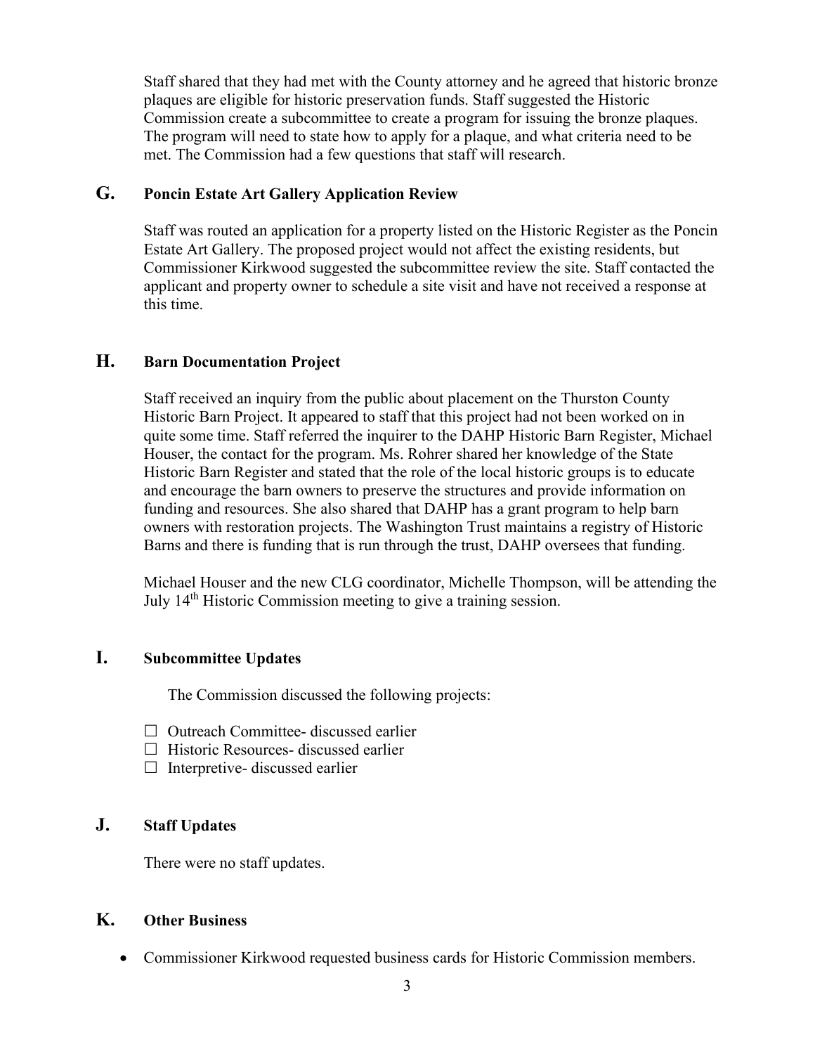Staff shared that they had met with the County attorney and he agreed that historic bronze plaques are eligible for historic preservation funds. Staff suggested the Historic Commission create a subcommittee to create a program for issuing the bronze plaques. The program will need to state how to apply for a plaque, and what criteria need to be met. The Commission had a few questions that staff will research.

## G. Poncin Estate Art Gallery Application Review

Staff was routed an application for a property listed on the Historic Register as the Poncin Estate Art Gallery. The proposed project would not affect the existing residents, but Commissioner Kirkwood suggested the subcommittee review the site. Staff contacted the applicant and property owner to schedule a site visit and have not received a response at this time.

## H. Barn Documentation Project

Staff received an inquiry from the public about placement on the Thurston County Historic Barn Project. It appeared to staff that this project had not been worked on in quite some time. Staff referred the inquirer to the DAHP Historic Barn Register, Michael Houser, the contact for the program. Ms. Rohrer shared her knowledge of the State Historic Barn Register and stated that the role of the local historic groups is to educate and encourage the barn owners to preserve the structures and provide information on funding and resources. She also shared that DAHP has a grant program to help barn owners with restoration projects. The Washington Trust maintains a registry of Historic Barns and there is funding that is run through the trust, DAHP oversees that funding.

Michael Houser and the new CLG coordinator, Michelle Thompson, will be attending the July 14th Historic Commission meeting to give a training session.

## I. Subcommittee Updates

The Commission discussed the following projects:

- ☐ Outreach Committee- discussed earlier
- ☐ Historic Resources- discussed earlier
- ☐ Interpretive- discussed earlier

## J. Staff Updates

There were no staff updates.

## K. Other Business

- Commissioner Kirkwood requested business cards for Historic Commission members.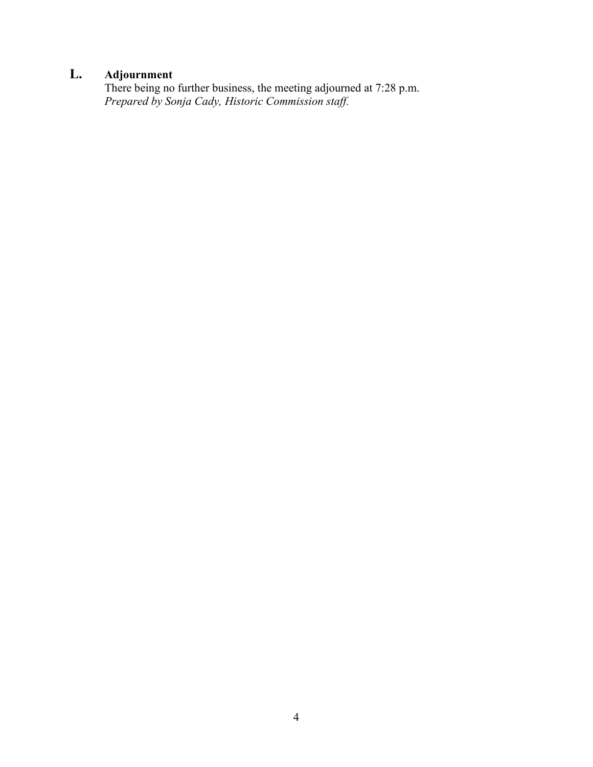## L. Adjournment

There being no further business, the meeting adjourned at 7:28 p.m.

*Prepared by Sonja Cady, Historic Commission staff.*